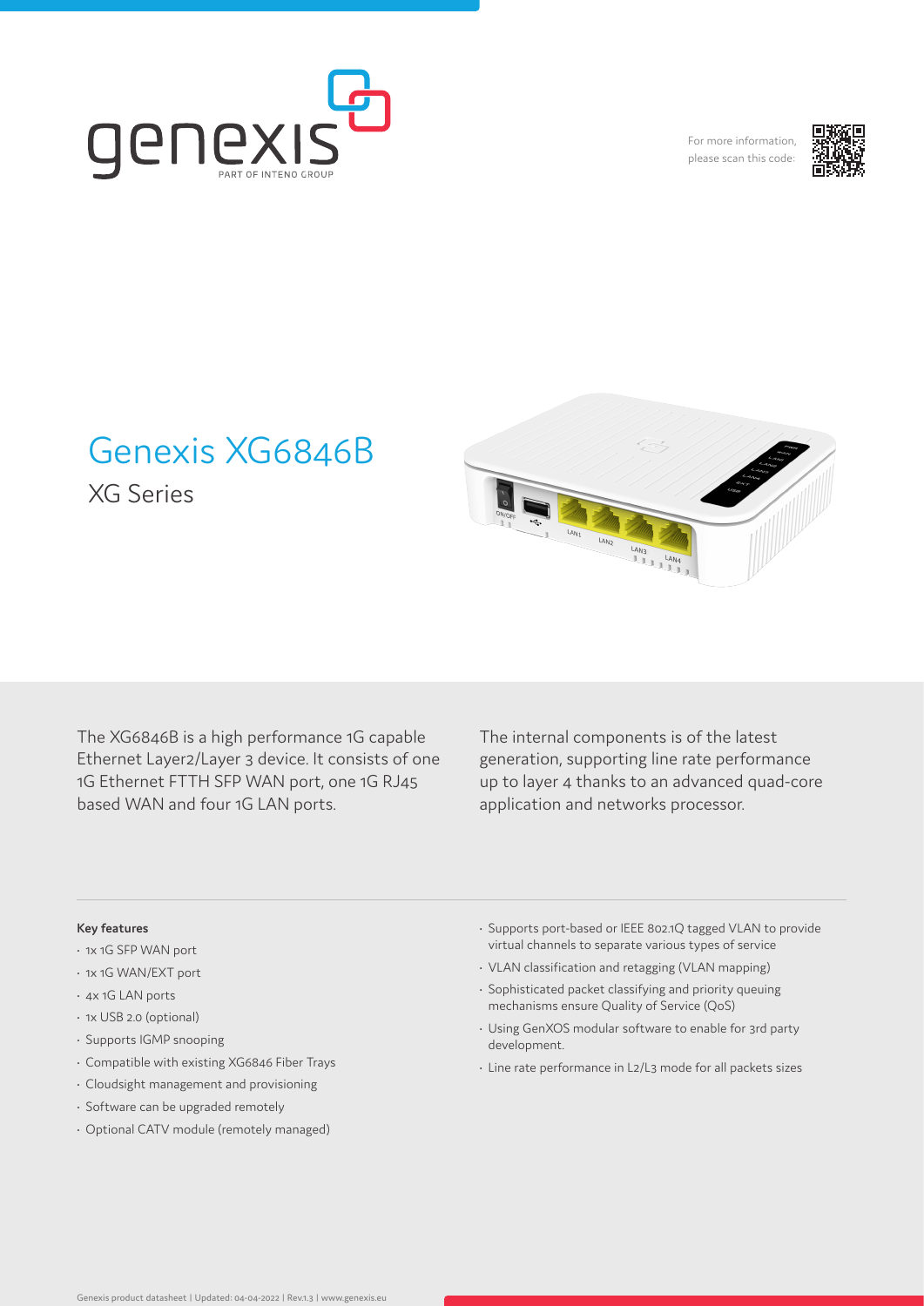genexis
PART OF INTENO GROUP

For more information, please scan this code:

# Genexis XG6846B

## XG Series

The XG6846B is a high performance 1G capable Ethernet Layer2/Layer 3 device. It consists of one 1G Ethernet FTTH SFP WAN port, one 1G RJ45 based WAN and four 1G LAN ports.

The internal components is of the latest generation, supporting line rate performance up to layer 4 thanks to an advanced quad-core application and networks processor.

**Key features**

- 1x 1G SFP WAN port
- 1x 1G WAN/EXT port
- 4x 1G LAN ports
- 1x USB 2.0 (optional)
- Supports IGMP snooping
- Compatible with existing XG6846 Fiber Trays
- Cloudsight management and provisioning
- Software can be upgraded remotely
- Optional CATV module (remotely managed)
- Supports port-based or IEEE 802.1Q tagged VLAN to provide virtual channels to separate various types of service
- VLAN classification and retagging (VLAN mapping)
- Sophisticated packet classifying and priority queuing mechanisms ensure Quality of Service (QoS)
- Using GenXOS modular software to enable for 3rd party development.
- Line rate performance in L2/L3 mode for all packets sizes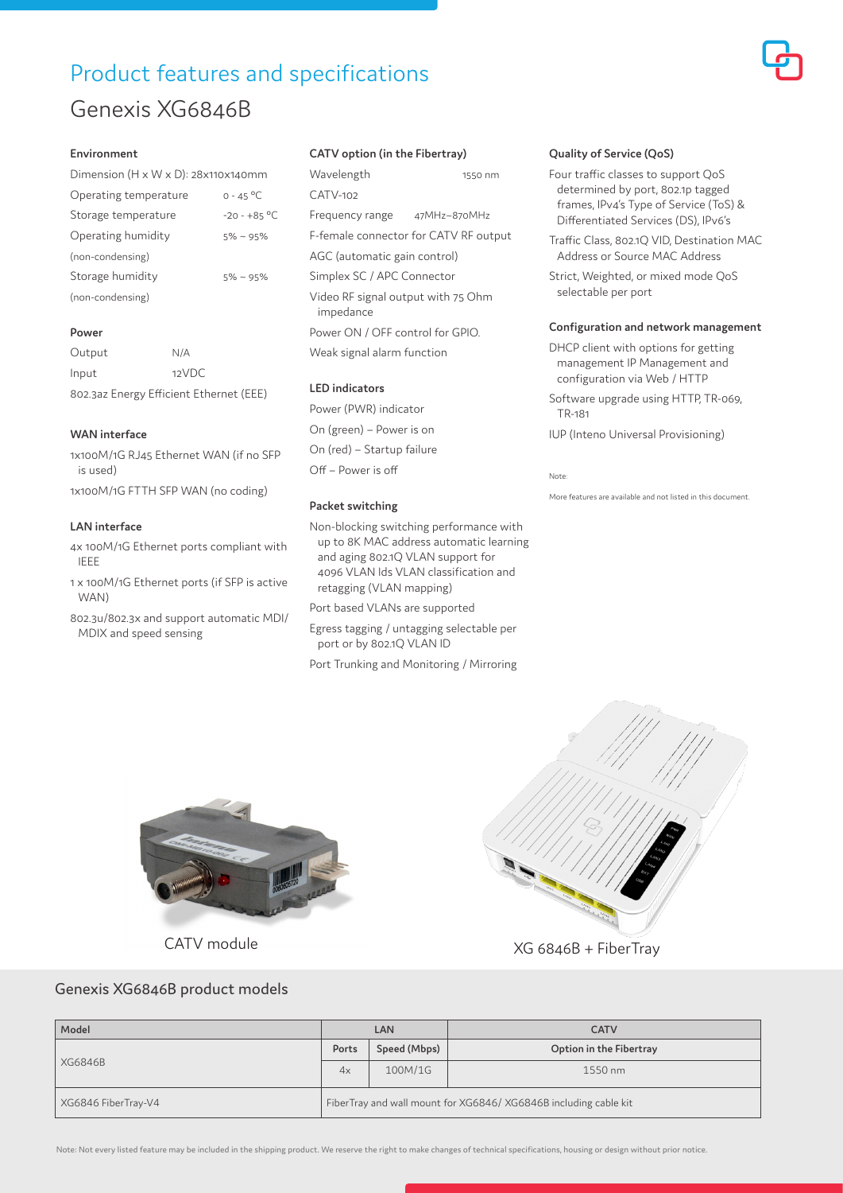# Product features and specifications

## Genexis XG6846B

### Environment

Dimension (H x W x D): 28x110x140mm

| | |
|---|---|
| Operating temperature | 0 - 45 °C |
| Storage temperature | -20 - +85 °C |
| Operating humidity (non-condensing) | 5% ~ 95% |
| Storage humidity (non-condensing) | 5% ~ 95% |

### Power

| | |
|---|---|
| Output | N/A |
| Input | 12VDC |

802.3az Energy Efficient Ethernet (EEE)

### WAN interface

1x100M/1G RJ45 Ethernet WAN (if no SFP is used)

1x100M/1G FTTH SFP WAN (no coding)

### LAN interface

4x 100M/1G Ethernet ports compliant with IEEE

1 x 100M/1G Ethernet ports (if SFP is active WAN)

802.3u/802.3x and support automatic MDI/ MDIX and speed sensing

### CATV option (in the Fibertray)

Wavelength 1550 nm

CATV-102

Frequency range 47MHz~870MHz

F-female connector for CATV RF output

AGC (automatic gain control)

Simplex SC / APC Connector

Video RF signal output with 75 Ohm impedance

Power ON / OFF control for GPIO.

Weak signal alarm function

### LED indicators

Power (PWR) indicator

On (green) – Power is on

On (red) – Startup failure

Off – Power is off

### Packet switching

Non-blocking switching performance with up to 8K MAC address automatic learning and aging 802.1Q VLAN support for 4096 VLAN Ids VLAN classification and retagging (VLAN mapping)

Port based VLANs are supported

Egress tagging / untagging selectable per port or by 802.1Q VLAN ID

Port Trunking and Monitoring / Mirroring

### Quality of Service (QoS)

Four traffic classes to support QoS determined by port, 802.1p tagged frames, IPv4's Type of Service (ToS) & Differentiated Services (DS), IPv6's

Traffic Class, 802.1Q VID, Destination MAC Address or Source MAC Address

Strict, Weighted, or mixed mode QoS selectable per port

### Configuration and network management

DHCP client with options for getting management IP Management and configuration via Web / HTTP

Software upgrade using HTTP, TR-069, TR-181

IUP (Inteno Universal Provisioning)

Note:

More features are available and not listed in this document.

CATV module

XG 6846B + FiberTray

## Genexis XG6846B product models

| Model | LAN | | CATV |
|---|---|---|---|
| | Ports | Speed (Mbps) | Option in the Fibertray |
| XG6846B | 4x | 100M/1G | 1550 nm |
| XG6846 FiberTray-V4 | FiberTray and wall mount for XG6846/ XG6846B including cable kit | | |

Note: Not every listed feature may be included in the shipping product. We reserve the right to make changes of technical specifications, housing or design without prior notice.